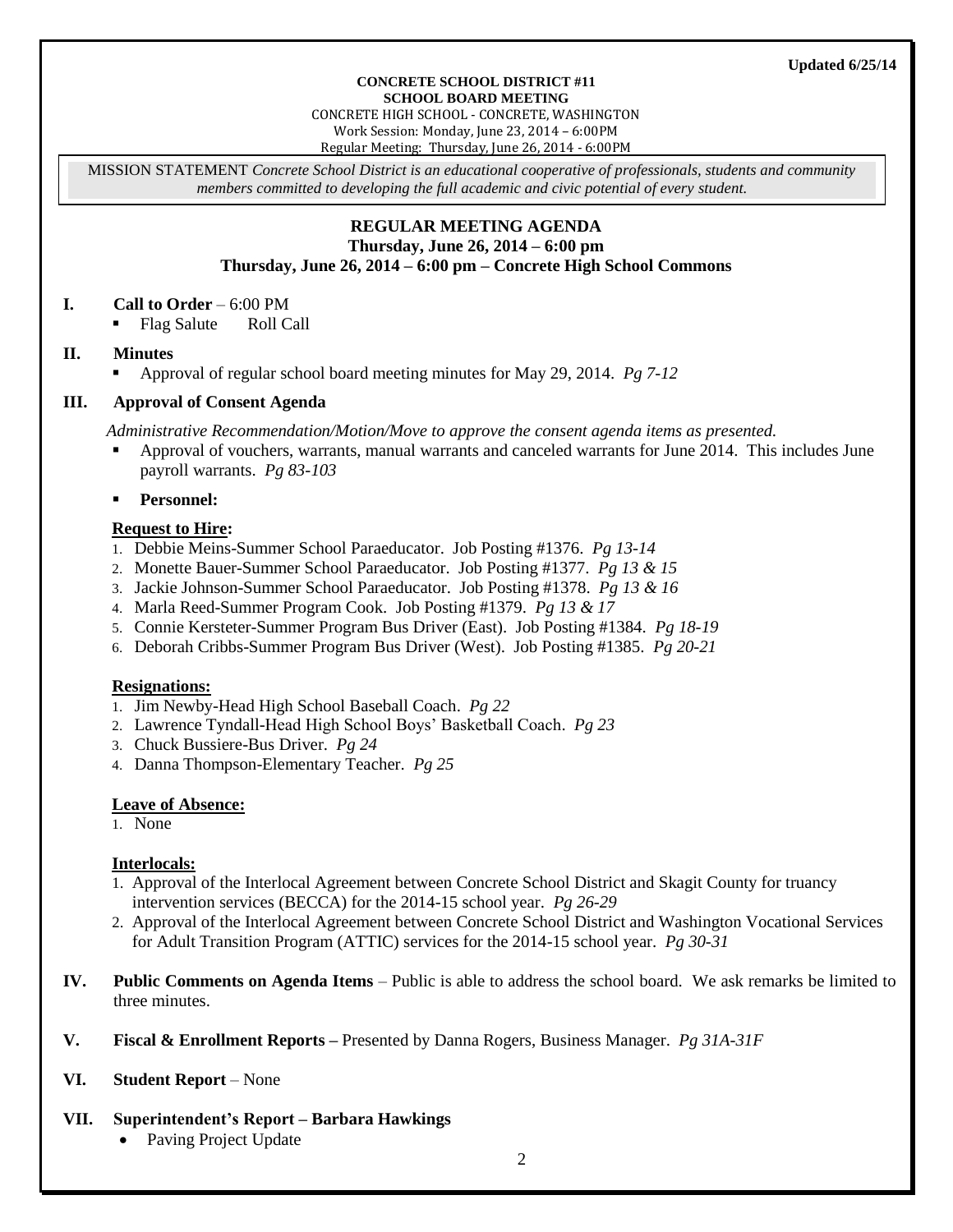**Updated 6/25/14**

**CONCRETE SCHOOL DISTRICT #11**
**SCHOOL BOARD MEETING**
CONCRETE HIGH SCHOOL - CONCRETE, WASHINGTON
Work Session: Monday, June 23, 2014 – 6:00PM
Regular Meeting: Thursday, June 26, 2014 - 6:00PM

MISSION STATEMENT *Concrete School District is an educational cooperative of professionals, students and community members committed to developing the full academic and civic potential of every student.*

## REGULAR MEETING AGENDA
**Thursday, June 26, 2014 – 6:00 pm**
**Thursday, June 26, 2014 – 6:00 pm – Concrete High School Commons**

**I. Call to Order** – 6:00 PM

- Flag Salute Roll Call

**II. Minutes**

- Approval of regular school board meeting minutes for May 29, 2014. *Pg 7-12*

**III. Approval of Consent Agenda**

*Administrative Recommendation/Motion/Move to approve the consent agenda items as presented.*

- Approval of vouchers, warrants, manual warrants and canceled warrants for June 2014. This includes June payroll warrants. *Pg 83-103*
- **Personnel:**

**Request to Hire:**

1. Debbie Meins-Summer School Paraeducator. Job Posting #1376. *Pg 13-14*
2. Monette Bauer-Summer School Paraeducator. Job Posting #1377. *Pg 13 & 15*
3. Jackie Johnson-Summer School Paraeducator. Job Posting #1378. *Pg 13 & 16*
4. Marla Reed-Summer Program Cook. Job Posting #1379. *Pg 13 & 17*
5. Connie Kersteter-Summer Program Bus Driver (East). Job Posting #1384. *Pg 18-19*
6. Deborah Cribbs-Summer Program Bus Driver (West). Job Posting #1385. *Pg 20-21*

**Resignations:**

1. Jim Newby-Head High School Baseball Coach. *Pg 22*
2. Lawrence Tyndall-Head High School Boys' Basketball Coach. *Pg 23*
3. Chuck Bussiere-Bus Driver. *Pg 24*
4. Danna Thompson-Elementary Teacher. *Pg 25*

**Leave of Absence:**

1. None

**Interlocals:**

1. Approval of the Interlocal Agreement between Concrete School District and Skagit County for truancy intervention services (BECCA) for the 2014-15 school year. *Pg 26-29*
2. Approval of the Interlocal Agreement between Concrete School District and Washington Vocational Services for Adult Transition Program (ATTIC) services for the 2014-15 school year. *Pg 30-31*

**IV. Public Comments on Agenda Items** – Public is able to address the school board. We ask remarks be limited to three minutes.

**V. Fiscal & Enrollment Reports –** Presented by Danna Rogers, Business Manager. *Pg 31A-31F*

**VI. Student Report** – None

**VII. Superintendent's Report – Barbara Hawkings**

- Paving Project Update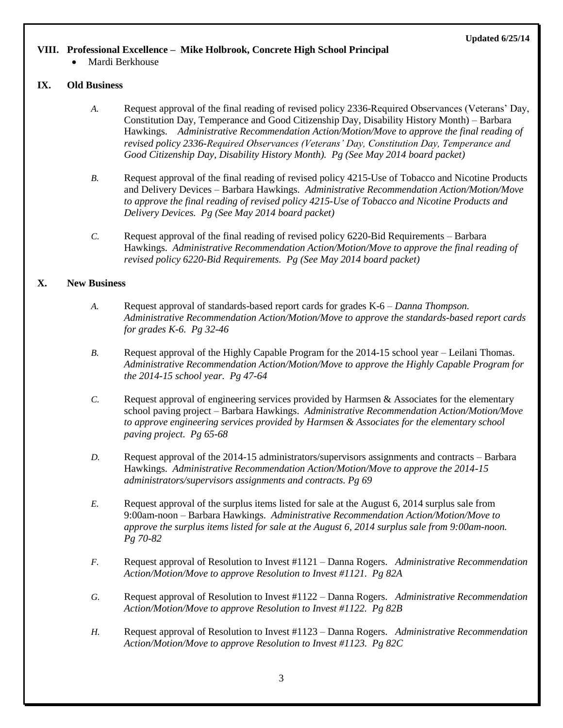**Updated 6/25/14**

## VIII. Professional Excellence – Mike Holbrook, Concrete High School Principal

- Mardi Berkhouse

## IX. Old Business

*A.* Request approval of the final reading of revised policy 2336-Required Observances (Veterans' Day, Constitution Day, Temperance and Good Citizenship Day, Disability History Month) – Barbara Hawkings. *Administrative Recommendation Action/Motion/Move to approve the final reading of revised policy 2336-Required Observances (Veterans' Day, Constitution Day, Temperance and Good Citizenship Day, Disability History Month). Pg (See May 2014 board packet)*

*B.* Request approval of the final reading of revised policy 4215-Use of Tobacco and Nicotine Products and Delivery Devices – Barbara Hawkings. *Administrative Recommendation Action/Motion/Move to approve the final reading of revised policy 4215-Use of Tobacco and Nicotine Products and Delivery Devices. Pg (See May 2014 board packet)*

*C.* Request approval of the final reading of revised policy 6220-Bid Requirements – Barbara Hawkings. *Administrative Recommendation Action/Motion/Move to approve the final reading of revised policy 6220-Bid Requirements. Pg (See May 2014 board packet)*

## X. New Business

*A.* Request approval of standards-based report cards for grades K-6 – *Danna Thompson. Administrative Recommendation Action/Motion/Move to approve the standards-based report cards for grades K-6. Pg 32-46*

*B.* Request approval of the Highly Capable Program for the 2014-15 school year – Leilani Thomas. *Administrative Recommendation Action/Motion/Move to approve the Highly Capable Program for the 2014-15 school year. Pg 47-64*

*C.* Request approval of engineering services provided by Harmsen & Associates for the elementary school paving project – Barbara Hawkings. *Administrative Recommendation Action/Motion/Move to approve engineering services provided by Harmsen & Associates for the elementary school paving project. Pg 65-68*

*D.* Request approval of the 2014-15 administrators/supervisors assignments and contracts – Barbara Hawkings. *Administrative Recommendation Action/Motion/Move to approve the 2014-15 administrators/supervisors assignments and contracts. Pg 69*

*E.* Request approval of the surplus items listed for sale at the August 6, 2014 surplus sale from 9:00am-noon – Barbara Hawkings. *Administrative Recommendation Action/Motion/Move to approve the surplus items listed for sale at the August 6, 2014 surplus sale from 9:00am-noon. Pg 70-82*

*F.* Request approval of Resolution to Invest #1121 – Danna Rogers. *Administrative Recommendation Action/Motion/Move to approve Resolution to Invest #1121. Pg 82A*

*G.* Request approval of Resolution to Invest #1122 – Danna Rogers. *Administrative Recommendation Action/Motion/Move to approve Resolution to Invest #1122. Pg 82B*

*H.* Request approval of Resolution to Invest #1123 – Danna Rogers. *Administrative Recommendation Action/Motion/Move to approve Resolution to Invest #1123. Pg 82C*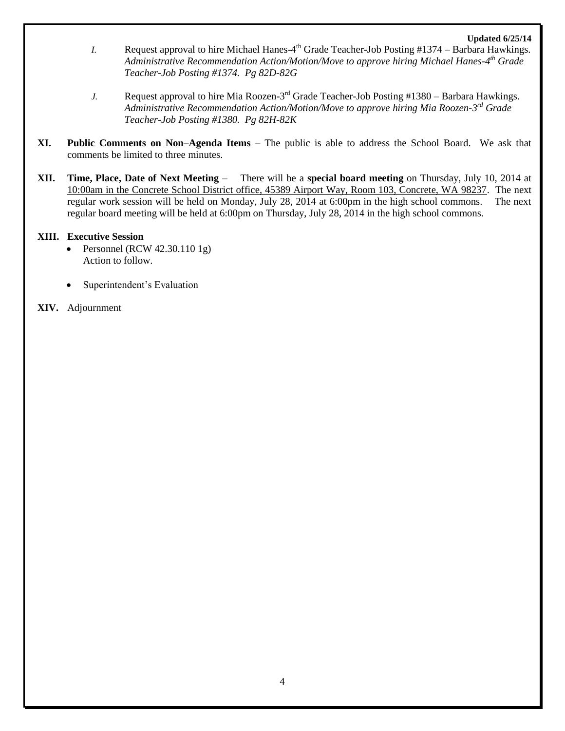**Updated 6/25/14**

*I.* Request approval to hire Michael Hanes-4th Grade Teacher-Job Posting #1374 – Barbara Hawkings. *Administrative Recommendation Action/Motion/Move to approve hiring Michael Hanes-4th Grade Teacher-Job Posting #1374. Pg 82D-82G*

*J.* Request approval to hire Mia Roozen-3rd Grade Teacher-Job Posting #1380 – Barbara Hawkings. *Administrative Recommendation Action/Motion/Move to approve hiring Mia Roozen-3rd Grade Teacher-Job Posting #1380. Pg 82H-82K*

**XI. Public Comments on Non–Agenda Items** – The public is able to address the School Board. We ask that comments be limited to three minutes.

**XII. Time, Place, Date of Next Meeting** – There will be a **special board meeting** on Thursday, July 10, 2014 at 10:00am in the Concrete School District office, 45389 Airport Way, Room 103, Concrete, WA 98237. The next regular work session will be held on Monday, July 28, 2014 at 6:00pm in the high school commons. The next regular board meeting will be held at 6:00pm on Thursday, July 28, 2014 in the high school commons.

**XIII. Executive Session**

- Personnel (RCW 42.30.110 1g)
  Action to follow.
- Superintendent's Evaluation

**XIV.** Adjournment